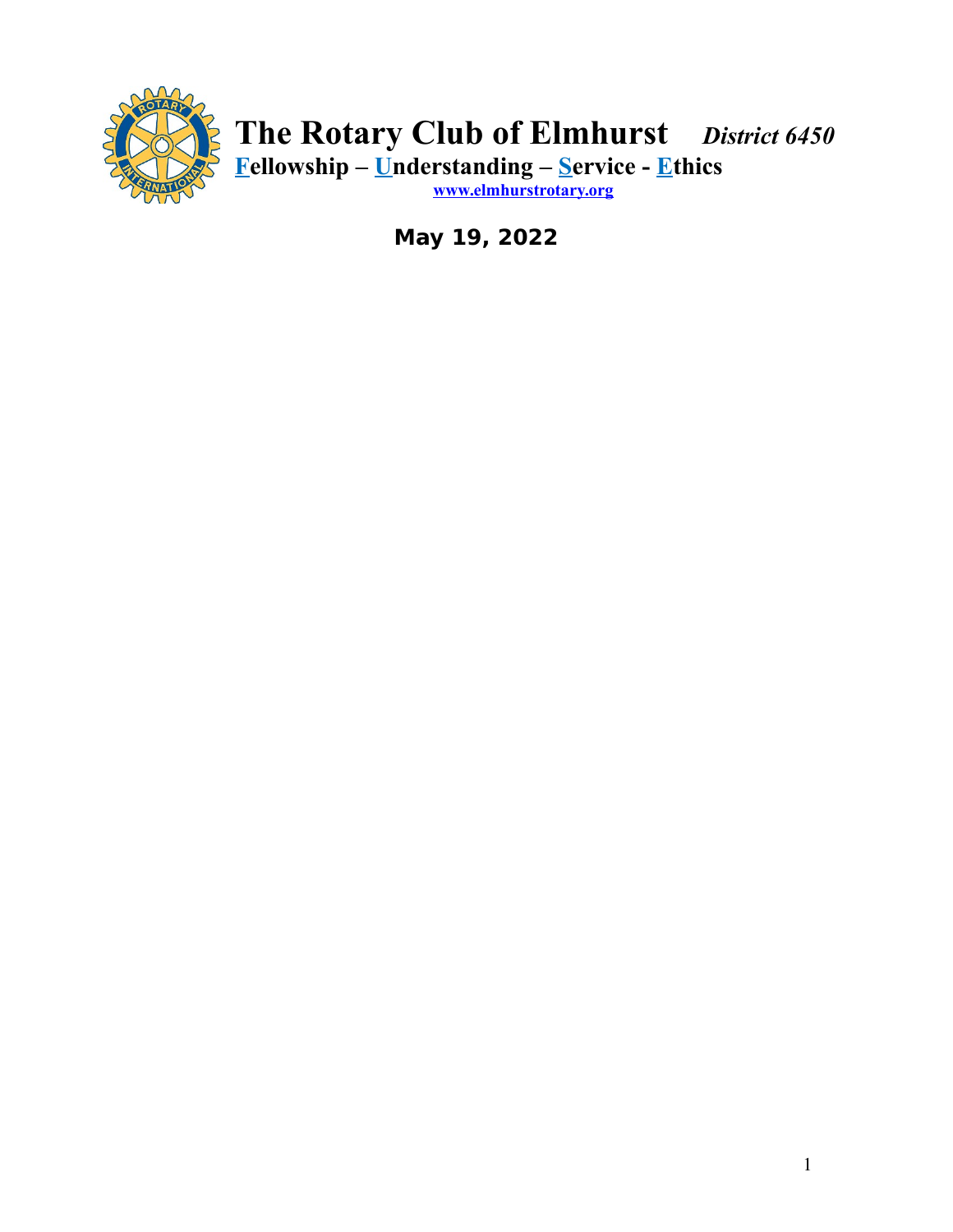# The Rotary Club of Elmhurst *District 6450*

**Fellowship – Understanding – Service - Ethics**

**www.elmhurstrotary.org**

**May 19, 2022**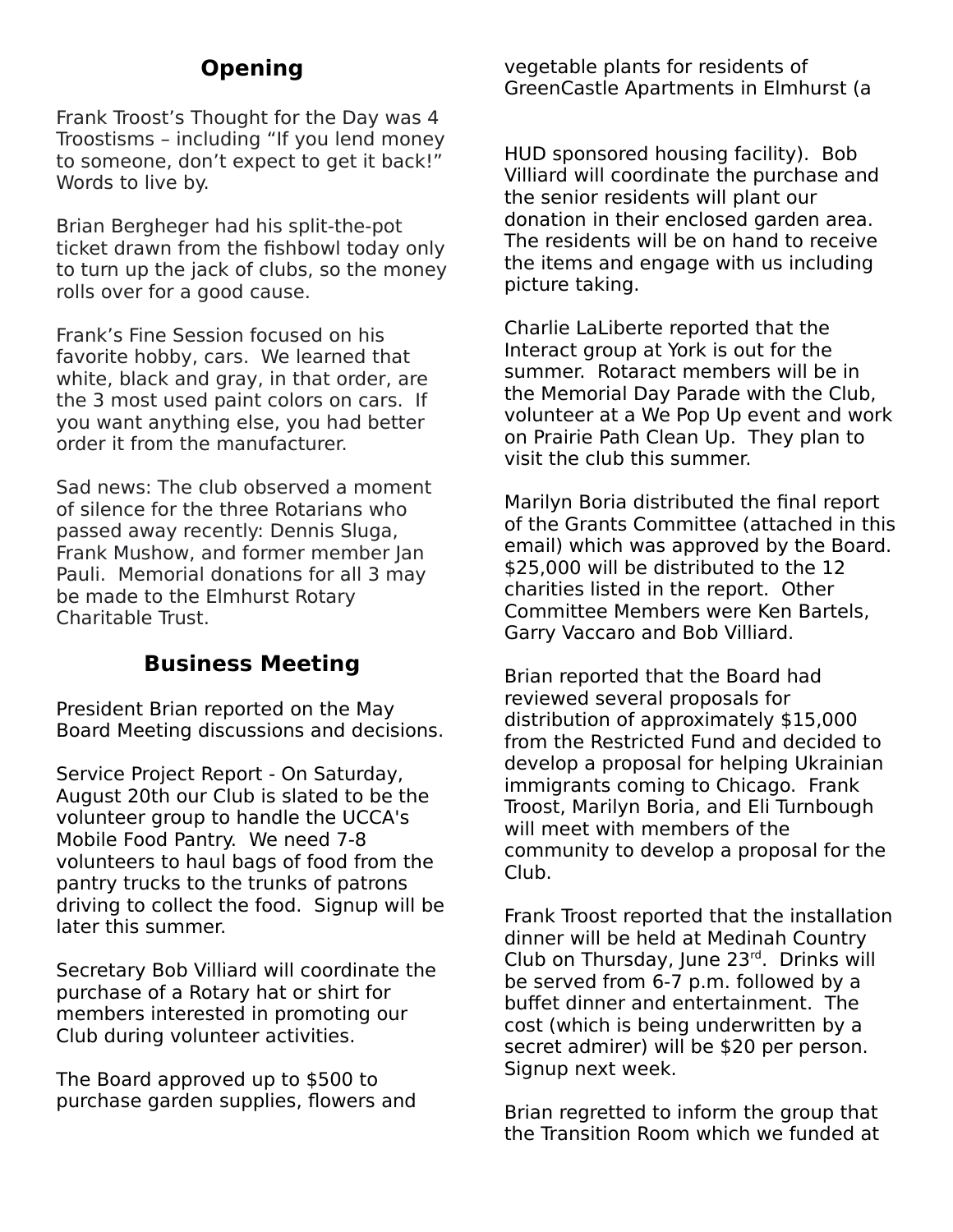## Opening

Frank Troost's Thought for the Day was 4 Troostisms – including "If you lend money to someone, don't expect to get it back!" Words to live by.

Brian Bergheger had his split-the-pot ticket drawn from the fishbowl today only to turn up the jack of clubs, so the money rolls over for a good cause.

Frank's Fine Session focused on his favorite hobby, cars. We learned that white, black and gray, in that order, are the 3 most used paint colors on cars. If you want anything else, you had better order it from the manufacturer.

Sad news: The club observed a moment of silence for the three Rotarians who passed away recently: Dennis Sluga, Frank Mushow, and former member Jan Pauli. Memorial donations for all 3 may be made to the Elmhurst Rotary Charitable Trust.

## Business Meeting

President Brian reported on the May Board Meeting discussions and decisions.

Service Project Report - On Saturday, August 20th our Club is slated to be the volunteer group to handle the UCCA's Mobile Food Pantry. We need 7-8 volunteers to haul bags of food from the pantry trucks to the trunks of patrons driving to collect the food. Signup will be later this summer.

Secretary Bob Villiard will coordinate the purchase of a Rotary hat or shirt for members interested in promoting our Club during volunteer activities.

The Board approved up to $500 to purchase garden supplies, flowers and vegetable plants for residents of GreenCastle Apartments in Elmhurst (a HUD sponsored housing facility). Bob Villiard will coordinate the purchase and the senior residents will plant our donation in their enclosed garden area. The residents will be on hand to receive the items and engage with us including picture taking.

Charlie LaLiberte reported that the Interact group at York is out for the summer. Rotaract members will be in the Memorial Day Parade with the Club, volunteer at a We Pop Up event and work on Prairie Path Clean Up. They plan to visit the club this summer.

Marilyn Boria distributed the final report of the Grants Committee (attached in this email) which was approved by the Board. $25,000 will be distributed to the 12 charities listed in the report. Other Committee Members were Ken Bartels, Garry Vaccaro and Bob Villiard.

Brian reported that the Board had reviewed several proposals for distribution of approximately $15,000 from the Restricted Fund and decided to develop a proposal for helping Ukrainian immigrants coming to Chicago. Frank Troost, Marilyn Boria, and Eli Turnbough will meet with members of the community to develop a proposal for the Club.

Frank Troost reported that the installation dinner will be held at Medinah Country Club on Thursday, June 23rd. Drinks will be served from 6-7 p.m. followed by a buffet dinner and entertainment. The cost (which is being underwritten by a secret admirer) will be $20 per person. Signup next week.

Brian regretted to inform the group that the Transition Room which we funded at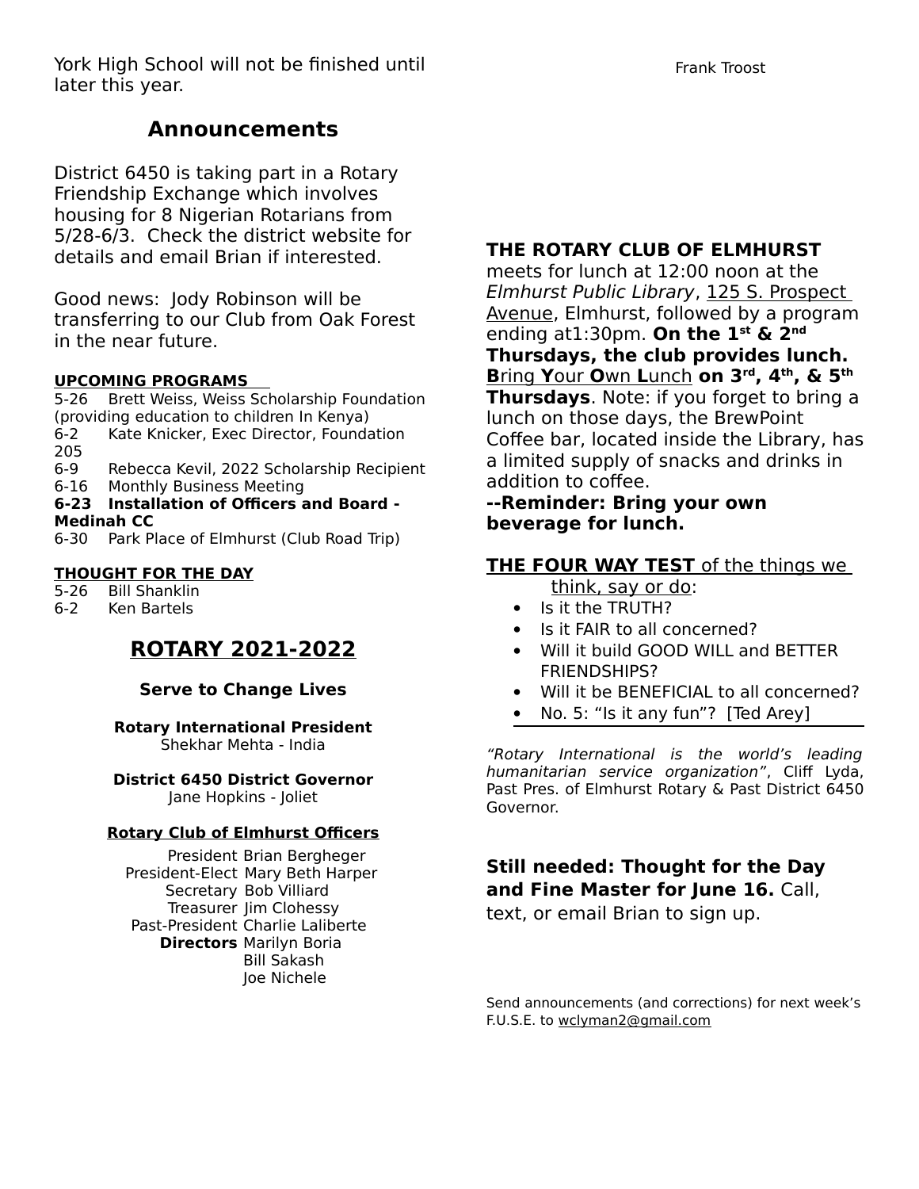York High School will not be finished until later this year.

Frank Troost

## Announcements

District 6450 is taking part in a Rotary Friendship Exchange which involves housing for 8 Nigerian Rotarians from 5/28-6/3. Check the district website for details and email Brian if interested.

Good news: Jody Robinson will be transferring to our Club from Oak Forest in the near future.

**UPCOMING PROGRAMS**

5-26 Brett Weiss, Weiss Scholarship Foundation (providing education to children In Kenya)
6-2 Kate Knicker, Exec Director, Foundation 205
6-9 Rebecca Kevil, 2022 Scholarship Recipient
6-16 Monthly Business Meeting
**6-23 Installation of Officers and Board - Medinah CC**
6-30 Park Place of Elmhurst (Club Road Trip)

**THOUGHT FOR THE DAY**

5-26 Bill Shanklin
6-2 Ken Bartels

## ROTARY 2021-2022

**Serve to Change Lives**

**Rotary International President**
Shekhar Mehta - India

**District 6450 District Governor**
Jane Hopkins - Joliet

**Rotary Club of Elmhurst Officers**

| | |
|---|---|
| President | Brian Bergheger |
| President-Elect | Mary Beth Harper |
| Secretary | Bob Villiard |
| Treasurer | Jim Clohessy |
| Past-President | Charlie Laliberte |
| **Directors** | Marilyn Boria |
| | Bill Sakash |
| | Joe Nichele |

**THE ROTARY CLUB OF ELMHURST** meets for lunch at 12:00 noon at the *Elmhurst Public Library*, 125 S. Prospect Avenue, Elmhurst, followed by a program ending at1:30pm. **On the 1st & 2nd Thursdays, the club provides lunch.** **B**ring **Y**our **O**wn **L**unch **on 3rd, 4th, & 5th Thursdays**. Note: if you forget to bring a lunch on those days, the BrewPoint Coffee bar, located inside the Library, has a limited supply of snacks and drinks in addition to coffee.
**--Reminder: Bring your own beverage for lunch.**

**THE FOUR WAY TEST** of the things we think, say or do:

- Is it the TRUTH?
- Is it FAIR to all concerned?
- Will it build GOOD WILL and BETTER FRIENDSHIPS?
- Will it be BENEFICIAL to all concerned?
- No. 5: "Is it any fun"? [Ted Arey]

*"Rotary International is the world's leading humanitarian service organization"*, Cliff Lyda, Past Pres. of Elmhurst Rotary & Past District 6450 Governor.

**Still needed: Thought for the Day and Fine Master for June 16.** Call, text, or email Brian to sign up.

Send announcements (and corrections) for next week's F.U.S.E. to wclyman2@gmail.com